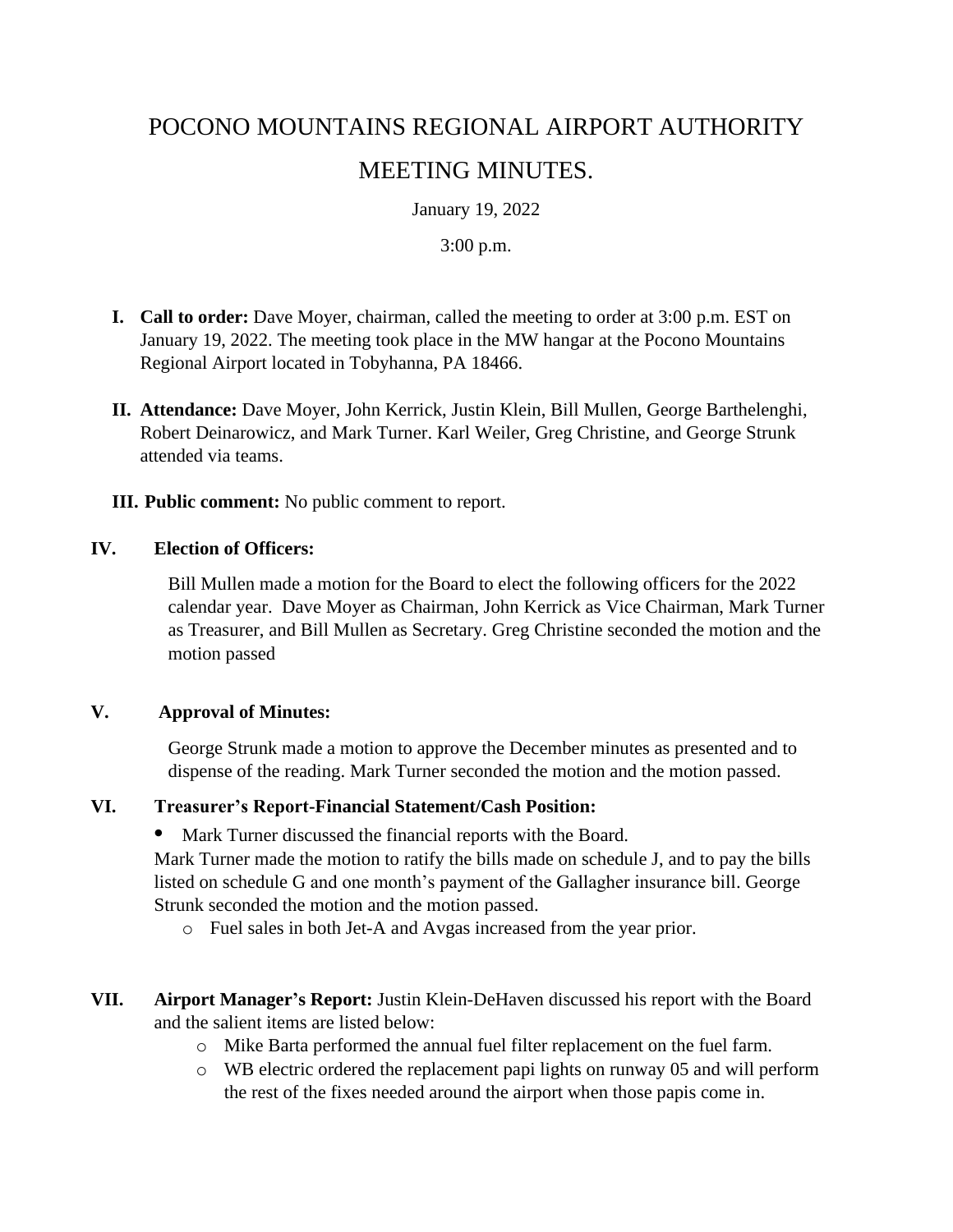# POCONO MOUNTAINS REGIONAL AIRPORT AUTHORITY

# MEETING MINUTES.

January 19, 2022

3:00 p.m.

I. **Call to order:** Dave Moyer, chairman, called the meeting to order at 3:00 p.m. EST on January 19, 2022. The meeting took place in the MW hangar at the Pocono Mountains Regional Airport located in Tobyhanna, PA 18466.

II. **Attendance:** Dave Moyer, John Kerrick, Justin Klein, Bill Mullen, George Barthelenghi, Robert Deinarowicz, and Mark Turner. Karl Weiler, Greg Christine, and George Strunk attended via teams.

III. **Public comment:** No public comment to report.

IV. **Election of Officers:**

Bill Mullen made a motion for the Board to elect the following officers for the 2022 calendar year. Dave Moyer as Chairman, John Kerrick as Vice Chairman, Mark Turner as Treasurer, and Bill Mullen as Secretary. Greg Christine seconded the motion and the motion passed

V. **Approval of Minutes:**

George Strunk made a motion to approve the December minutes as presented and to dispense of the reading. Mark Turner seconded the motion and the motion passed.

VI. **Treasurer's Report-Financial Statement/Cash Position:**

- Mark Turner discussed the financial reports with the Board.

Mark Turner made the motion to ratify the bills made on schedule J, and to pay the bills listed on schedule G and one month's payment of the Gallagher insurance bill. George Strunk seconded the motion and the motion passed.

- Fuel sales in both Jet-A and Avgas increased from the year prior.

VII. **Airport Manager's Report:** Justin Klein-DeHaven discussed his report with the Board and the salient items are listed below:

- Mike Barta performed the annual fuel filter replacement on the fuel farm.
- WB electric ordered the replacement papi lights on runway 05 and will perform the rest of the fixes needed around the airport when those papis come in.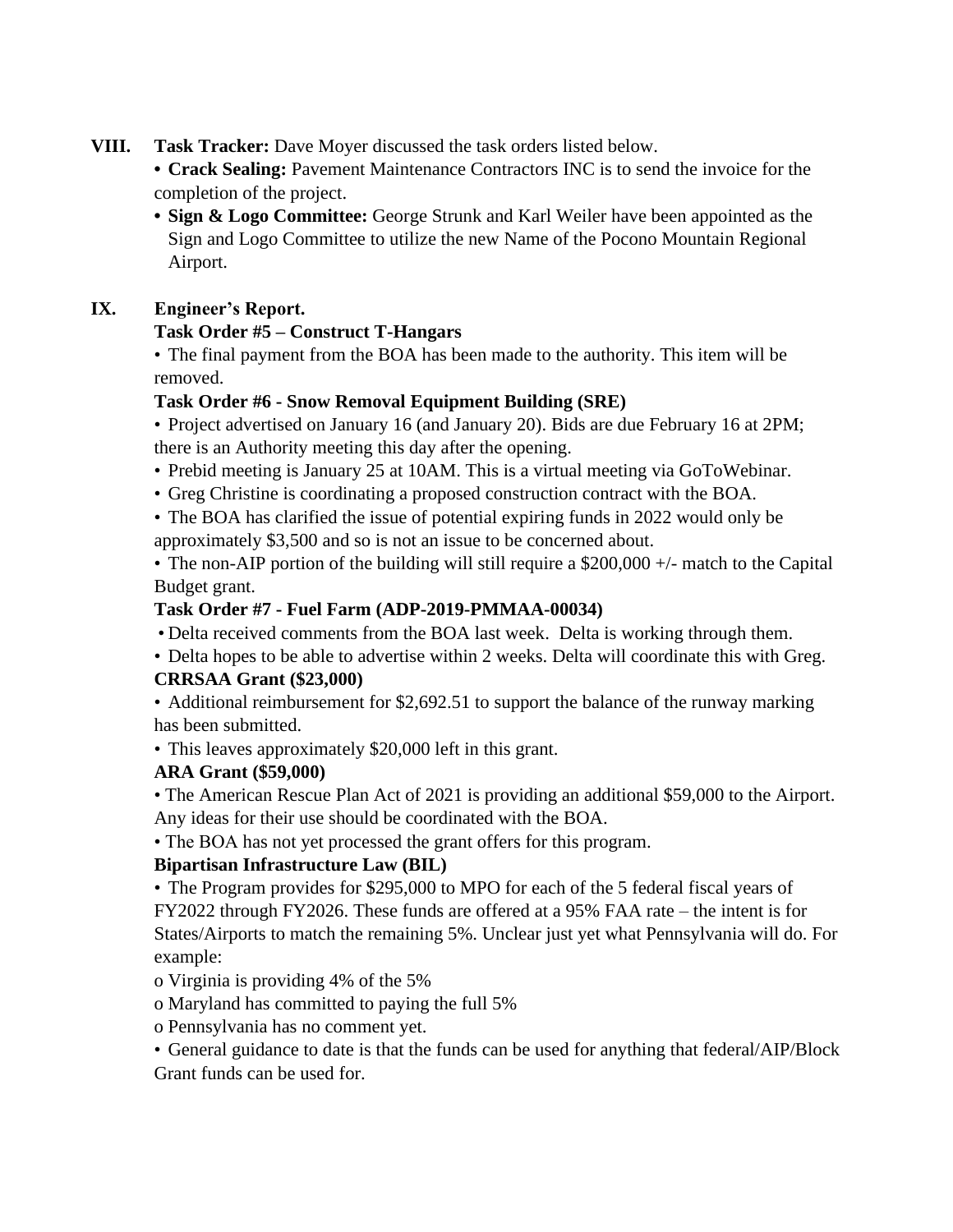**VIII. Task Tracker:** Dave Moyer discussed the task orders listed below.

- **Crack Sealing:** Pavement Maintenance Contractors INC is to send the invoice for the completion of the project.
- **Sign & Logo Committee:** George Strunk and Karl Weiler have been appointed as the Sign and Logo Committee to utilize the new Name of the Pocono Mountain Regional Airport.

**IX. Engineer's Report.**

**Task Order #5 – Construct T-Hangars**

- The final payment from the BOA has been made to the authority. This item will be removed.

**Task Order #6 - Snow Removal Equipment Building (SRE)**

- Project advertised on January 16 (and January 20). Bids are due February 16 at 2PM; there is an Authority meeting this day after the opening.
- Prebid meeting is January 25 at 10AM. This is a virtual meeting via GoToWebinar.
- Greg Christine is coordinating a proposed construction contract with the BOA.
- The BOA has clarified the issue of potential expiring funds in 2022 would only be approximately $3,500 and so is not an issue to be concerned about.
- The non-AIP portion of the building will still require a $200,000 +/- match to the Capital Budget grant.

**Task Order #7 - Fuel Farm (ADP-2019-PMMAA-00034)**

- Delta received comments from the BOA last week. Delta is working through them.
- Delta hopes to be able to advertise within 2 weeks. Delta will coordinate this with Greg.

**CRRSAA Grant ($23,000)**

- Additional reimbursement for $2,692.51 to support the balance of the runway marking has been submitted.
- This leaves approximately $20,000 left in this grant.

**ARA Grant ($59,000)**

- The American Rescue Plan Act of 2021 is providing an additional $59,000 to the Airport. Any ideas for their use should be coordinated with the BOA.
- The BOA has not yet processed the grant offers for this program.

**Bipartisan Infrastructure Law (BIL)**

- The Program provides for $295,000 to MPO for each of the 5 federal fiscal years of FY2022 through FY2026. These funds are offered at a 95% FAA rate – the intent is for States/Airports to match the remaining 5%. Unclear just yet what Pennsylvania will do. For example:
  - Virginia is providing 4% of the 5%
  - Maryland has committed to paying the full 5%
  - Pennsylvania has no comment yet.
- General guidance to date is that the funds can be used for anything that federal/AIP/Block Grant funds can be used for.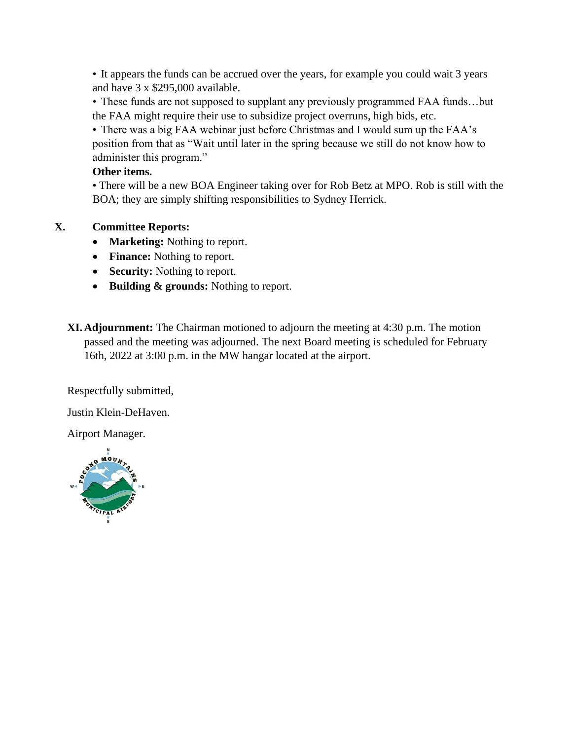• It appears the funds can be accrued over the years, for example you could wait 3 years and have 3 x $295,000 available.

• These funds are not supposed to supplant any previously programmed FAA funds…but the FAA might require their use to subsidize project overruns, high bids, etc.

• There was a big FAA webinar just before Christmas and I would sum up the FAA's position from that as "Wait until later in the spring because we still do not know how to administer this program."

**Other items.**

• There will be a new BOA Engineer taking over for Rob Betz at MPO. Rob is still with the BOA; they are simply shifting responsibilities to Sydney Herrick.

## X. Committee Reports:

- **Marketing:** Nothing to report.
- **Finance:** Nothing to report.
- **Security:** Nothing to report.
- **Building & grounds:** Nothing to report.

## XI. Adjournment:

**Adjournment:** The Chairman motioned to adjourn the meeting at 4:30 p.m. The motion passed and the meeting was adjourned. The next Board meeting is scheduled for February 16th, 2022 at 3:00 p.m. in the MW hangar located at the airport.

Respectfully submitted,

Justin Klein-DeHaven.

Airport Manager.